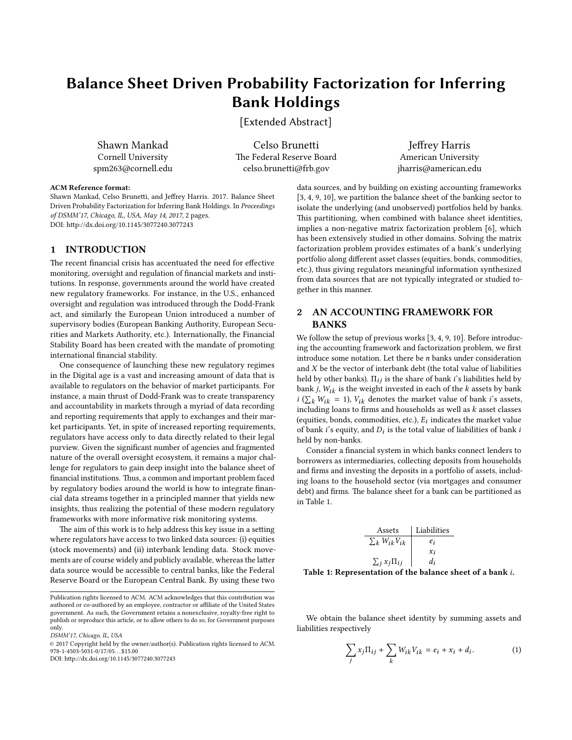# Balance Sheet Driven Probability Factorization for Inferring Bank Holdings

[Extended Abstract]

Shawn Mankad
Cornell University
spm263@cornell.edu

Celso Brunetti
The Federal Reserve Board
celso.brunetti@frb.gov

Jeffrey Harris
American University
jharris@american.edu

**ACM Reference format:**
Shawn Mankad, Celso Brunetti, and Jeffrey Harris. 2017. Balance Sheet Driven Probability Factorization for Inferring Bank Holdings. In *Proceedings of DSMM'17, Chicago, IL, USA, May 14, 2017,* 2 pages.
DOI: http://dx.doi.org/10.1145/3077240.3077243

## 1 INTRODUCTION

The recent financial crisis has accentuated the need for effective monitoring, oversight and regulation of financial markets and institutions. In response, governments around the world have created new regulatory frameworks. For instance, in the U.S., enhanced oversight and regulation was introduced through the Dodd-Frank act, and similarly the European Union introduced a number of supervisory bodies (European Banking Authority, European Securities and Markets Authority, etc.). Internationally, the Financial Stability Board has been created with the mandate of promoting international financial stability.

One consequence of launching these new regulatory regimes in the Digital age is a vast and increasing amount of data that is available to regulators on the behavior of market participants. For instance, a main thrust of Dodd-Frank was to create transparency and accountability in markets through a myriad of data recording and reporting requirements that apply to exchanges and their market participants. Yet, in spite of increased reporting requirements, regulators have access only to data directly related to their legal purview. Given the significant number of agencies and fragmented nature of the overall oversight ecosystem, it remains a major challenge for regulators to gain deep insight into the balance sheet of financial institutions. Thus, a common and important problem faced by regulatory bodies around the world is how to integrate financial data streams together in a principled manner that yields new insights, thus realizing the potential of these modern regulatory frameworks with more informative risk monitoring systems.

The aim of this work is to help address this key issue in a setting where regulators have access to two linked data sources: (i) equities (stock movements) and (ii) interbank lending data. Stock movements are of course widely and publicly available, whereas the latter data source would be accessible to central banks, like the Federal Reserve Board or the European Central Bank. By using these two data sources, and by building on existing accounting frameworks [3, 4, 9, 10], we partition the balance sheet of the banking sector to isolate the underlying (and unobserved) portfolios held by banks. This partitioning, when combined with balance sheet identities, implies a non-negative matrix factorization problem [6], which has been extensively studied in other domains. Solving the matrix factorization problem provides estimates of a bank's underlying portfolio along different asset classes (equities, bonds, commodities, etc.), thus giving regulators meaningful information synthesized from data sources that are not typically integrated or studied together in this manner.

Publication rights licensed to ACM. ACM acknowledges that this contribution was authored or co-authored by an employee, contractor or affiliate of the United States government. As such, the Government retains a nonexclusive, royalty-free right to publish or reproduce this article, or to allow others to do so, for Government purposes only.
*DSMM'17, Chicago, IL, USA*
© 2017 Copyright held by the owner/author(s). Publication rights licensed to ACM. 978-1-4503-5031-0/17/05…$15.00
DOI: http://dx.doi.org/10.1145/3077240.3077243

## 2 AN ACCOUNTING FRAMEWORK FOR BANKS

We follow the setup of previous works [3, 4, 9, 10]. Before introducing the accounting framework and factorization problem, we first introduce some notation. Let there be $n$ banks under consideration and $X$ be the vector of interbank debt (the total value of liabilities held by other banks). $\Pi_{ij}$ is the share of bank $i$'s liabilities held by bank $j$, $W_{ik}$ is the weight invested in each of the $k$ assets by bank $i$ ($\sum_k W_{ik} = 1$), $V_{ik}$ denotes the market value of bank $i$'s assets, including loans to firms and households as well as $k$ asset classes (equities, bonds, commodities, etc.), $E_i$ indicates the market value of bank $i$'s equity, and $D_i$ is the total value of liabilities of bank $i$ held by non-banks.

Consider a financial system in which banks connect lenders to borrowers as intermediaries, collecting deposits from households and firms and investing the deposits in a portfolio of assets, including loans to the household sector (via mortgages and consumer debt) and firms. The balance sheet for a bank can be partitioned as in Table 1.

| Assets | Liabilities |
|---|---|
| $\sum_k W_{ik} V_{ik}$ | $e_i$ |
| | $x_i$ |
| $\sum_j x_j \Pi_{ij}$ | $d_i$ |

**Table 1: Representation of the balance sheet of a bank $i$.**

We obtain the balance sheet identity by summing assets and liabilities respectively

$$\sum_j x_j \Pi_{ij} + \sum_k W_{ik} V_{ik} = e_i + x_i + d_i. \tag{1}$$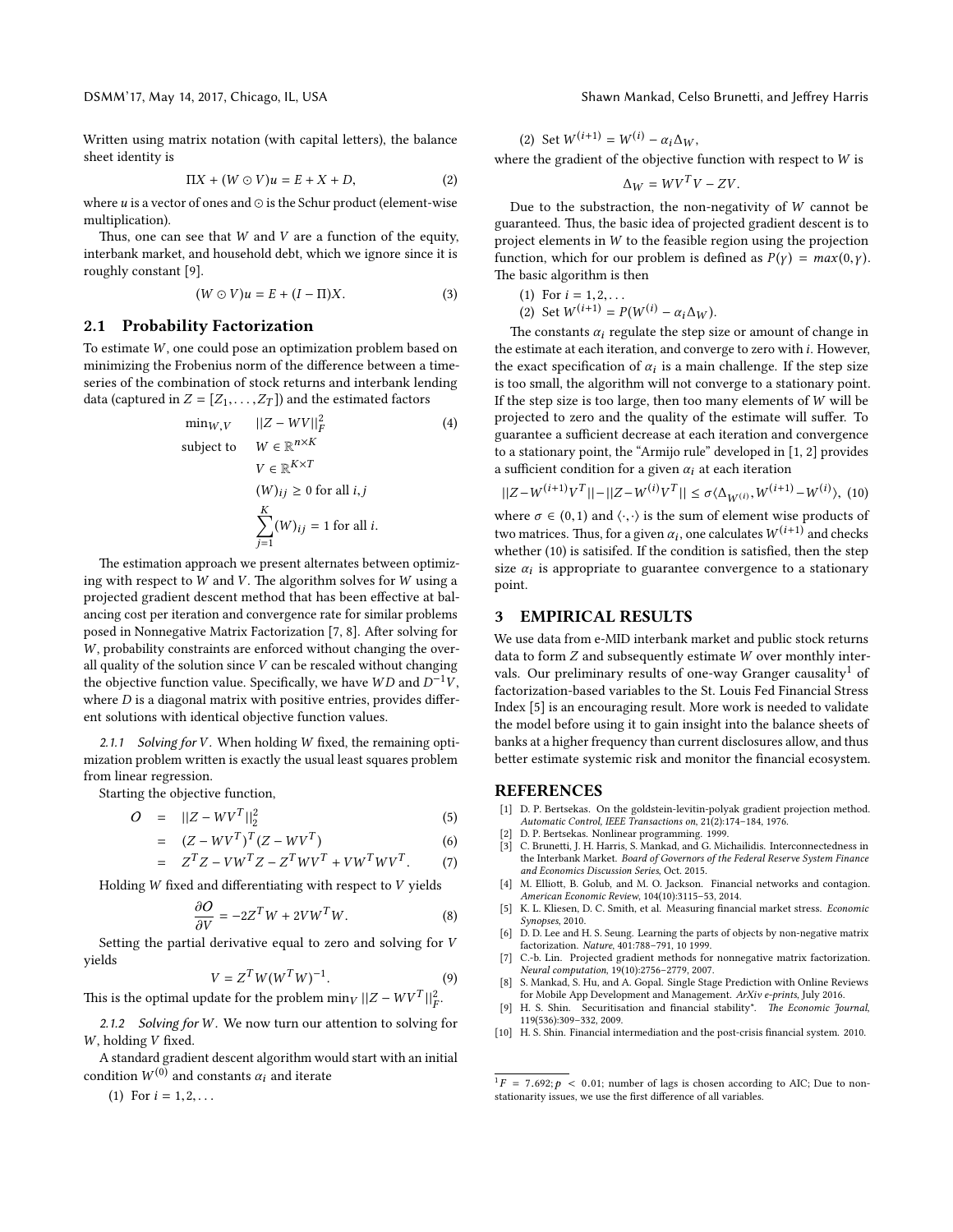Written using matrix notation (with capital letters), the balance sheet identity is

$$\Pi X + (W \odot V)u = E + X + D, \tag{2}$$

where $u$ is a vector of ones and $\odot$ is the Schur product (element-wise multiplication).

Thus, one can see that $W$ and $V$ are a function of the equity, interbank market, and household debt, which we ignore since it is roughly constant [9].

$$(W \odot V)u = E + (I - \Pi)X. \tag{3}$$

## 2.1 Probability Factorization

To estimate $W$, one could pose an optimization problem based on minimizing the Frobenius norm of the difference between a time-series of the combination of stock returns and interbank lending data (captured in $Z = [Z_1, \ldots, Z_T]$) and the estimated factors

$$\begin{aligned} \min_{W,V} \quad & ||Z - WV||_F^2 \\ \text{subject to} \quad & W \in \mathbb{R}^{n \times K} \\ & V \in \mathbb{R}^{K \times T} \\ & (W)_{ij} \geq 0 \text{ for all } i, j \\ & \sum_{j=1}^{K} (W)_{ij} = 1 \text{ for all } i. \end{aligned} \tag{4}$$

The estimation approach we present alternates between optimizing with respect to $W$ and $V$. The algorithm solves for $W$ using a projected gradient descent method that has been effective at balancing cost per iteration and convergence rate for similar problems posed in Nonnegative Matrix Factorization [7, 8]. After solving for $W$, probability constraints are enforced without changing the overall quality of the solution since $V$ can be rescaled without changing the objective function value. Specifically, we have $WD$ and $D^{-1}V$, where $D$ is a diagonal matrix with positive entries, provides different solutions with identical objective function values.

*2.1.1 Solving for $V$.* When holding $W$ fixed, the remaining optimization problem written is exactly the usual least squares problem from linear regression.

Starting the objective function,

$$\begin{aligned} O &= ||Z - WV^T||_2^2 & (5) \\ &= (Z - WV^T)^T (Z - WV^T) & (6) \\ &= Z^T Z - VW^T Z - Z^T WV^T + VW^T WV^T. & (7) \end{aligned}$$

Holding $W$ fixed and differentiating with respect to $V$ yields

$$\frac{\partial O}{\partial V} = -2Z^T W + 2VW^T W. \tag{8}$$

Setting the partial derivative equal to zero and solving for $V$ yields

$$V = Z^T W (W^T W)^{-1}. \tag{9}$$

This is the optimal update for the problem $\min_V ||Z - WV^T||_F^2$.

*2.1.2 Solving for $W$.* We now turn our attention to solving for $W$, holding $V$ fixed.

A standard gradient descent algorithm would start with an initial condition $W^{(0)}$ and constants $\alpha_i$ and iterate

(1) For $i = 1, 2, \ldots$
(2) Set $W^{(i+1)} = W^{(i)} - \alpha_i \Delta_W$,

where the gradient of the objective function with respect to $W$ is

$$\Delta_W = WV^T V - ZV.$$

Due to the substraction, the non-negativity of $W$ cannot be guaranteed. Thus, the basic idea of projected gradient descent is to project elements in $W$ to the feasible region using the projection function, which for our problem is defined as $P(\gamma) = max(0, \gamma)$. The basic algorithm is then

(1) For $i = 1, 2, \ldots$
(2) Set $W^{(i+1)} = P(W^{(i)} - \alpha_i \Delta_W)$.

The constants $\alpha_i$ regulate the step size or amount of change in the estimate at each iteration, and converge to zero with $i$. However, the exact specification of $\alpha_i$ is a main challenge. If the step size is too small, the algorithm will not converge to a stationary point. If the step size is too large, then too many elements of $W$ will be projected to zero and the quality of the estimate will suffer. To guarantee a sufficient decrease at each iteration and convergence to a stationary point, the "Armijo rule" developed in [1, 2] provides a sufficient condition for a given $\alpha_i$ at each iteration

$$||Z - W^{(i+1)}V^T|| - ||Z - W^{(i)}V^T|| \leq \sigma \langle \Delta_{W^{(i)}}, W^{(i+1)} - W^{(i)} \rangle, \tag{10}$$

where $\sigma \in (0, 1)$ and $\langle \cdot, \cdot \rangle$ is the sum of element wise products of two matrices. Thus, for a given $\alpha_i$, one calculates $W^{(i+1)}$ and checks whether (10) is satisifed. If the condition is satisfied, then the step size $\alpha_i$ is appropriate to guarantee convergence to a stationary point.

# 3 EMPIRICAL RESULTS

We use data from e-MID interbank market and public stock returns data to form $Z$ and subsequently estimate $W$ over monthly intervals. Our preliminary results of one-way Granger causality[1] of factorization-based variables to the St. Louis Fed Financial Stress Index [5] is an encouraging result. More work is needed to validate the model before using it to gain insight into the balance sheets of banks at a higher frequency than current disclosures allow, and thus better estimate systemic risk and monitor the financial ecosystem.

# REFERENCES

[1] D. P. Bertsekas. On the goldstein-levitin-polyak gradient projection method. *Automatic Control, IEEE Transactions on*, 21(2):174–184, 1976.
[2] D. P. Bertsekas. Nonlinear programming. 1999.
[3] C. Brunetti, J. H. Harris, S. Mankad, and G. Michailidis. Interconnectedness in the Interbank Market. *Board of Governors of the Federal Reserve System Finance and Economics Discussion Series*, Oct. 2015.
[4] M. Elliott, B. Golub, and M. O. Jackson. Financial networks and contagion. *American Economic Review*, 104(10):3115–53, 2014.
[5] K. L. Kliesen, D. C. Smith, et al. Measuring financial market stress. *Economic Synopses*, 2010.
[6] D. D. Lee and H. S. Seung. Learning the parts of objects by non-negative matrix factorization. *Nature*, 401:788–791, 10 1999.
[7] C.-b. Lin. Projected gradient methods for nonnegative matrix factorization. *Neural computation*, 19(10):2756–2779, 2007.
[8] S. Mankad, S. Hu, and A. Gopal. Single Stage Prediction with Online Reviews for Mobile App Development and Management. *ArXiv e-prints*, July 2016.
[9] H. S. Shin. Securitisation and financial stability*. *The Economic Journal*, 119(536):309–332, 2009.
[10] H. S. Shin. Financial intermediation and the post-crisis financial system. 2010.

---

[1] $F = 7.692; p < 0.01$; number of lags is chosen according to AIC; Due to non-stationarity issues, we use the first difference of all variables.